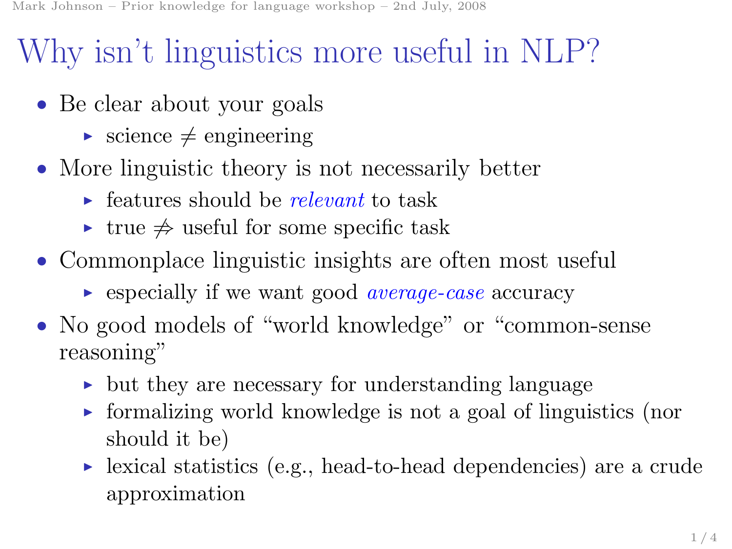# Why isn't linguistics more useful in NLP?

- Be clear about your goals
  - science $\neq$ engineering
- More linguistic theory is not necessarily better
  - features should be *relevant* to task
  - true $\not\Rightarrow$ useful for some specific task
- Commonplace linguistic insights are often most useful
  - especially if we want good *average-case* accuracy
- No good models of "world knowledge" or "common-sense reasoning"
  - but they are necessary for understanding language
  - formalizing world knowledge is not a goal of linguistics (nor should it be)
  - lexical statistics (e.g., head-to-head dependencies) are a crude approximation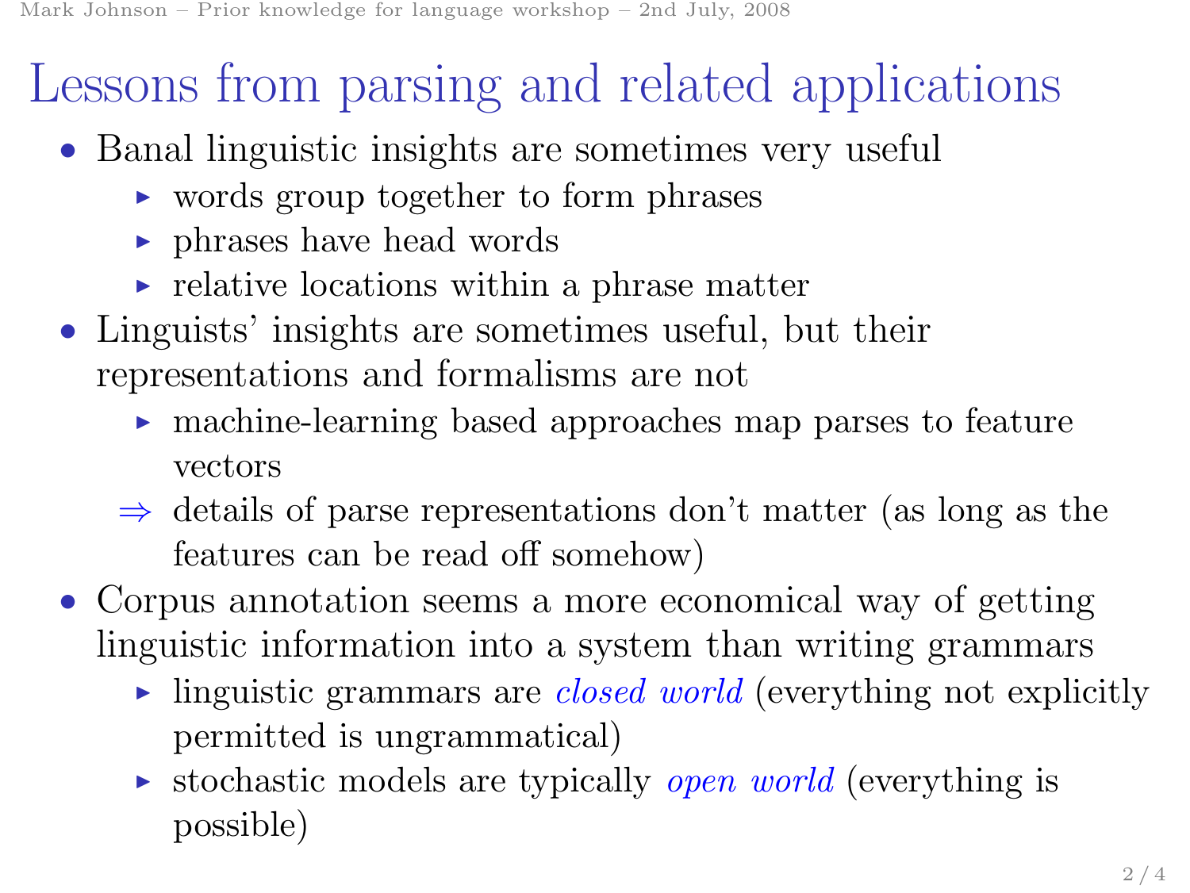# Lessons from parsing and related applications

- Banal linguistic insights are sometimes very useful
  - words group together to form phrases
  - phrases have head words
  - relative locations within a phrase matter
- Linguists' insights are sometimes useful, but their representations and formalisms are not
  - machine-learning based approaches map parses to feature vectors
  - $\Rightarrow$ details of parse representations don't matter (as long as the features can be read off somehow)
- Corpus annotation seems a more economical way of getting linguistic information into a system than writing grammars
  - linguistic grammars are *closed world* (everything not explicitly permitted is ungrammatical)
  - stochastic models are typically *open world* (everything is possible)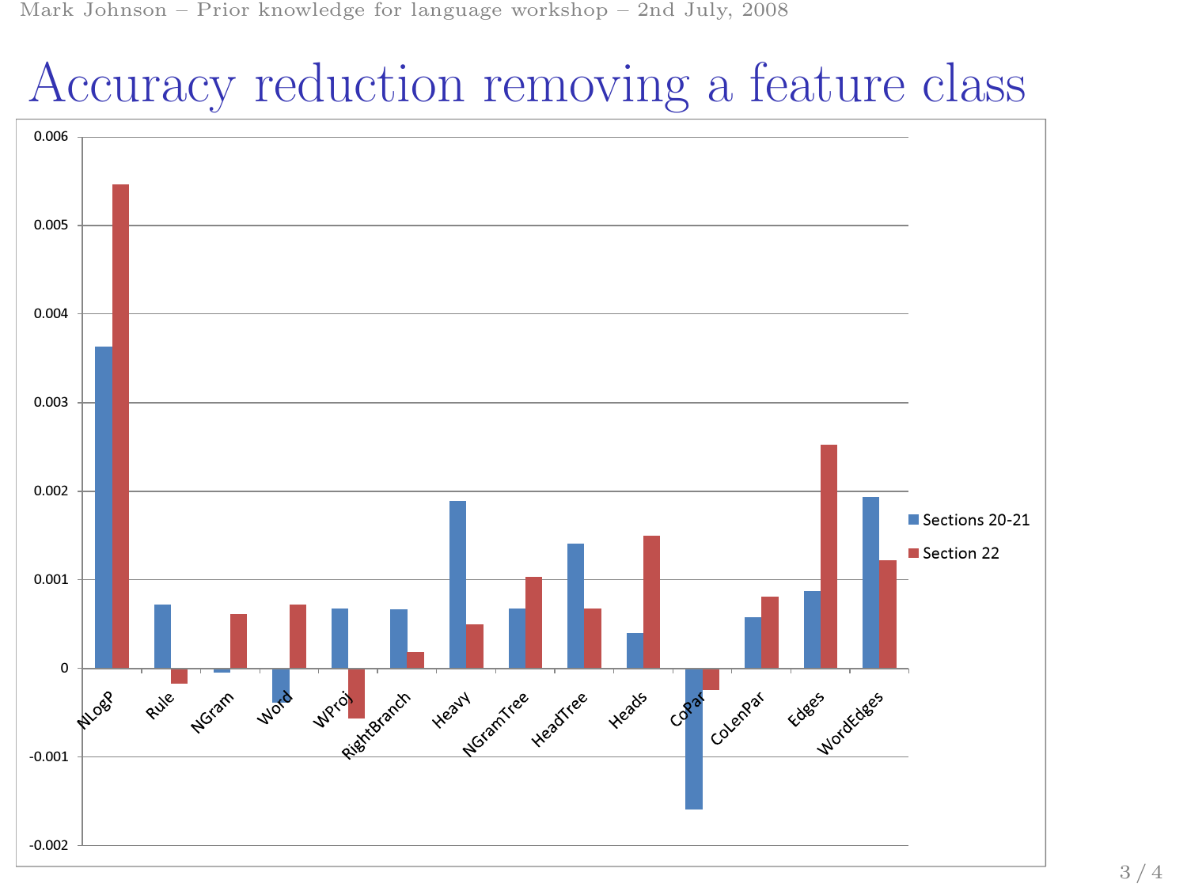# Accuracy reduction removing a feature class

| Feature class | Sections 20-21 | Section 22 |
|---|---|---|
| NLogP | 0.0036 | 0.0055 |
| Rule | 0.0007 | -0.0002 |
| NGram | -0.00005 | 0.0006 |
| Word | -0.0004 | 0.0007 |
| WProj | 0.0007 | -0.0006 |
| RightBranch | 0.0007 | 0.0002 |
| Heavy | 0.0019 | 0.0005 |
| NGramTree | 0.0007 | 0.0010 |
| HeadTree | 0.0014 | 0.0007 |
| Heads | 0.0004 | 0.0015 |
| CoPar | -0.0016 | -0.00025 |
| CoLenPar | 0.0006 | 0.0008 |
| Edges | 0.0009 | 0.0025 |
| WordEdges | 0.0019 | 0.0012 |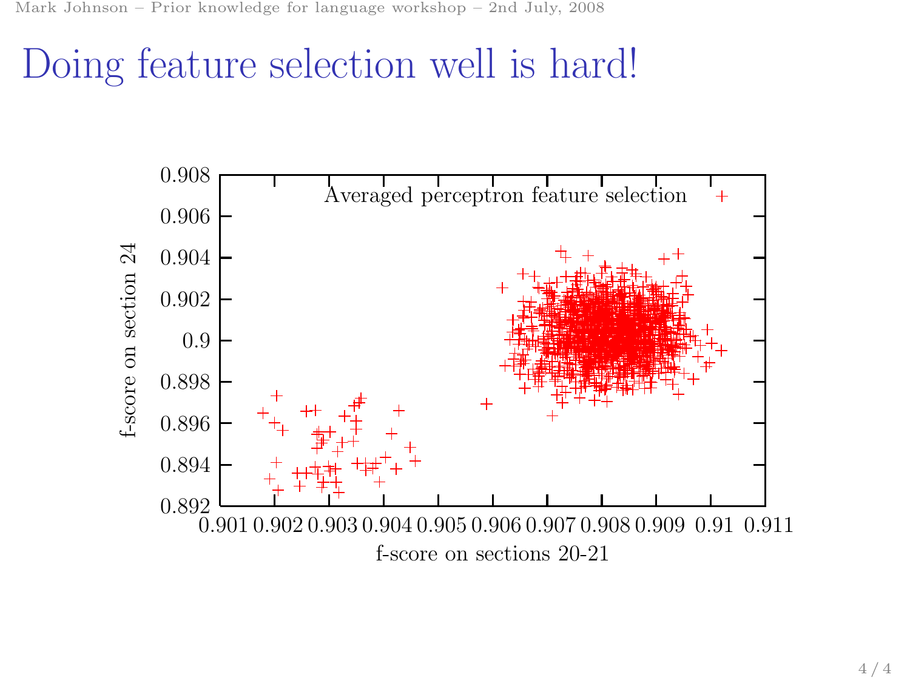# Doing feature selection well is hard!

Averaged perceptron feature selection

f-score on section 24

0.908
0.906
0.904
0.902
0.9
0.898
0.896
0.894
0.892

f-score on sections 20-21

0.901 0.902 0.903 0.904 0.905 0.906 0.907 0.908 0.909 0.91 0.911